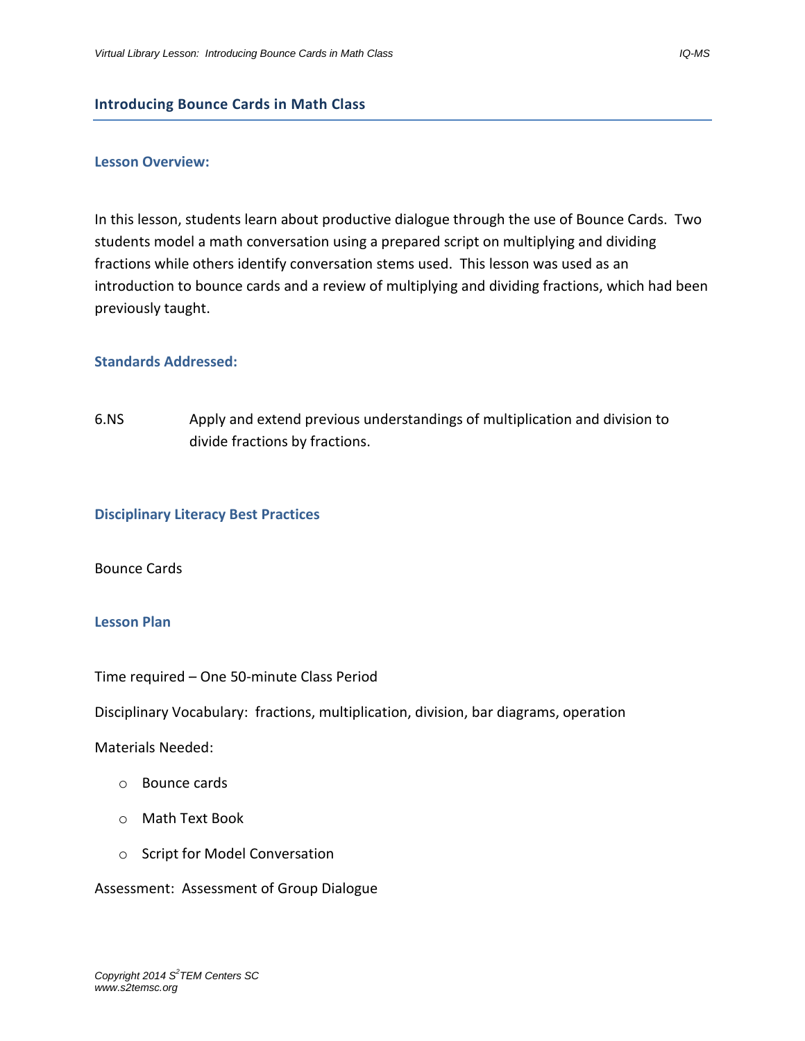# Introducing Bounce Cards in Math Class

## Lesson Overview:

In this lesson, students learn about productive dialogue through the use of Bounce Cards. Two students model a math conversation using a prepared script on multiplying and dividing fractions while others identify conversation stems used. This lesson was used as an introduction to bounce cards and a review of multiplying and dividing fractions, which had been previously taught.

## Standards Addressed:

6.NS Apply and extend previous understandings of multiplication and division to divide fractions by fractions.

## Disciplinary Literacy Best Practices

Bounce Cards

## Lesson Plan

Time required – One 50-minute Class Period

Disciplinary Vocabulary: fractions, multiplication, division, bar diagrams, operation

Materials Needed:

- Bounce cards
- Math Text Book
- Script for Model Conversation

Assessment: Assessment of Group Dialogue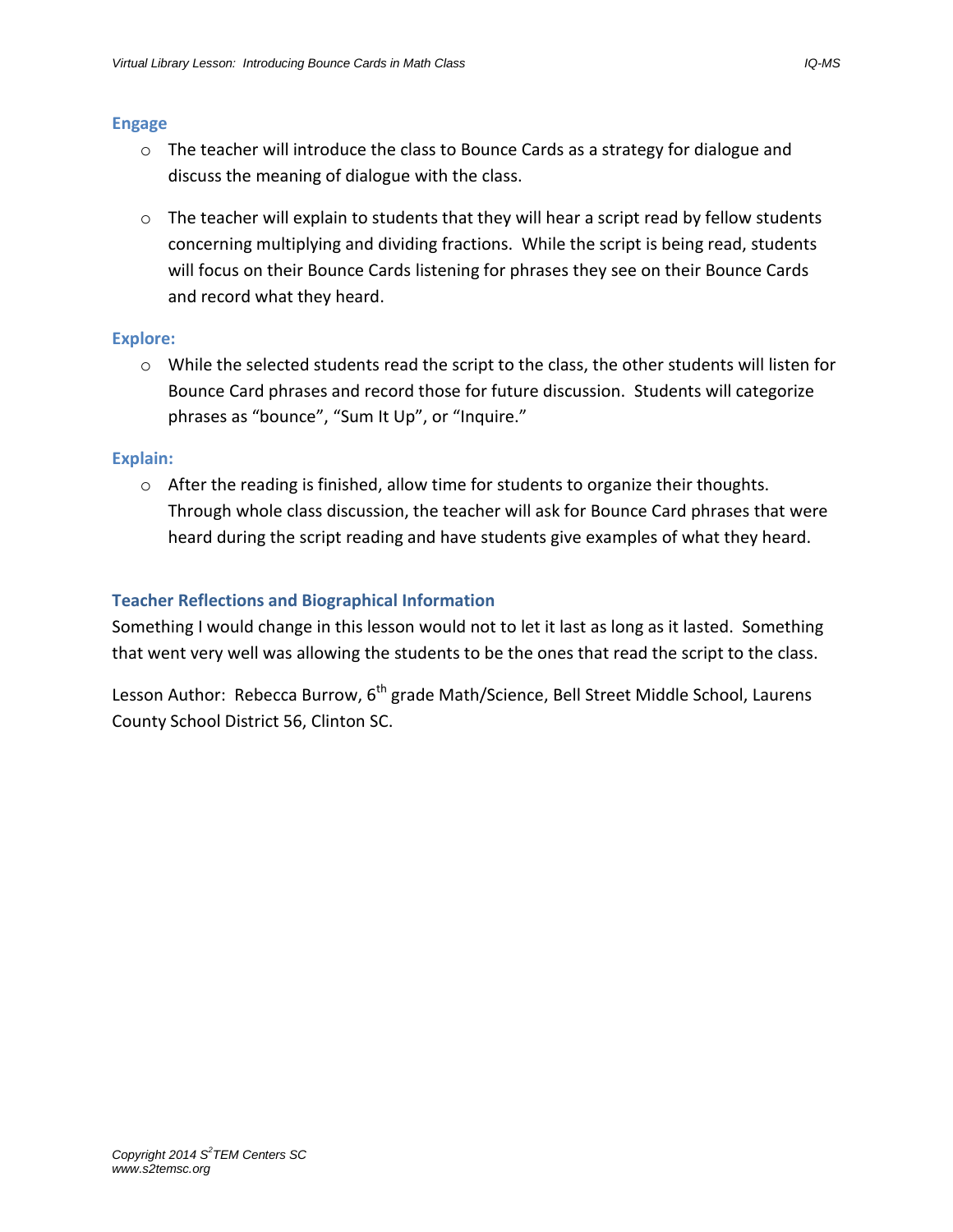## Engage

- The teacher will introduce the class to Bounce Cards as a strategy for dialogue and discuss the meaning of dialogue with the class.

- The teacher will explain to students that they will hear a script read by fellow students concerning multiplying and dividing fractions. While the script is being read, students will focus on their Bounce Cards listening for phrases they see on their Bounce Cards and record what they heard.

## Explore:

- While the selected students read the script to the class, the other students will listen for Bounce Card phrases and record those for future discussion. Students will categorize phrases as "bounce", "Sum It Up", or "Inquire."

## Explain:

- After the reading is finished, allow time for students to organize their thoughts. Through whole class discussion, the teacher will ask for Bounce Card phrases that were heard during the script reading and have students give examples of what they heard.

## Teacher Reflections and Biographical Information

Something I would change in this lesson would not to let it last as long as it lasted. Something that went very well was allowing the students to be the ones that read the script to the class.

Lesson Author: Rebecca Burrow, 6th grade Math/Science, Bell Street Middle School, Laurens County School District 56, Clinton SC.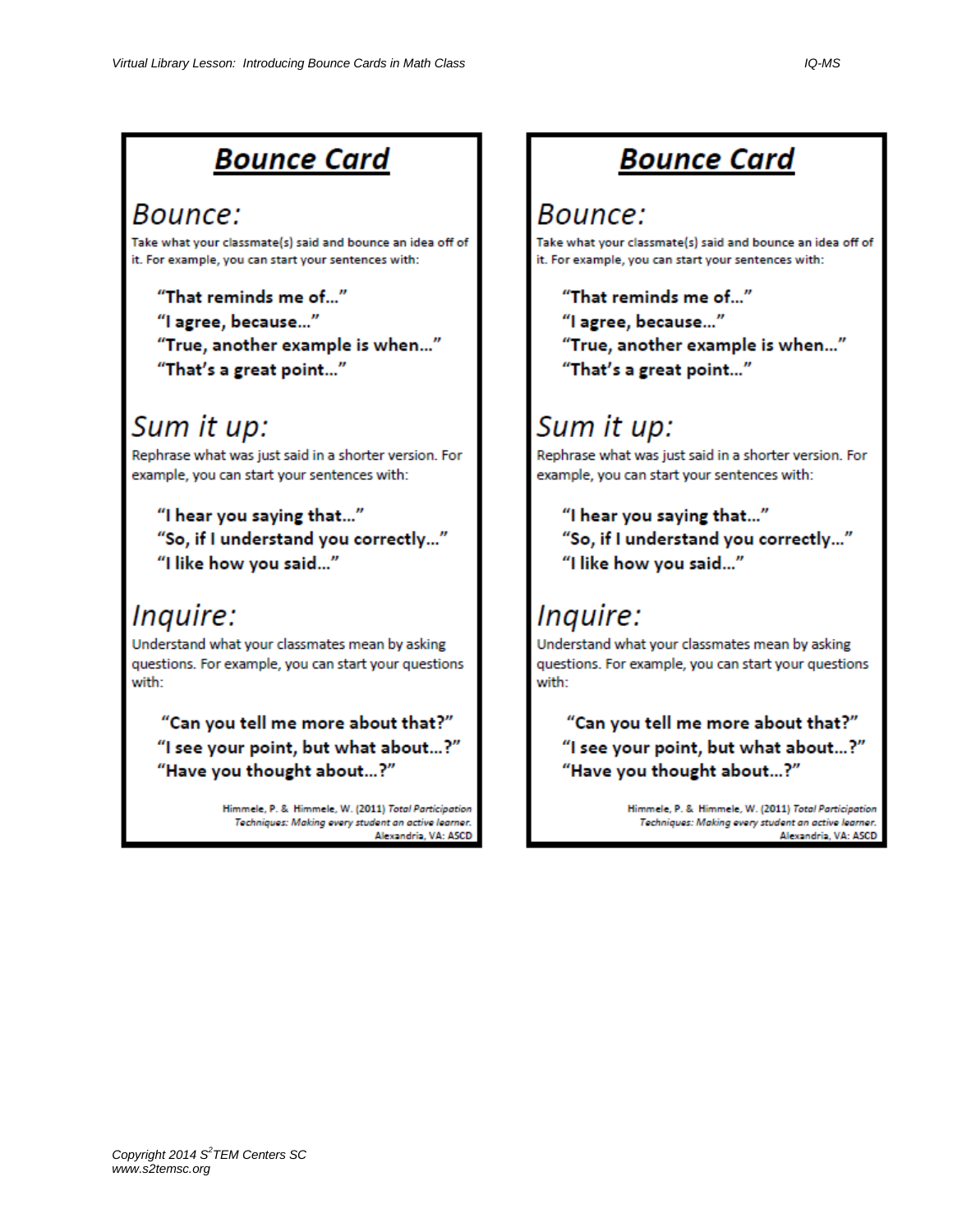## Bounce Card

### Bounce:

Take what your classmate(s) said and bounce an idea off of it. For example, you can start your sentences with:

**"That reminds me of…"**
**"I agree, because…"**
**"True, another example is when…"**
**"That's a great point…"**

### Sum it up:

Rephrase what was just said in a shorter version. For example, you can start your sentences with:

**"I hear you saying that…"**
**"So, if I understand you correctly…"**
**"I like how you said…"**

### Inquire:

Understand what your classmates mean by asking questions. For example, you can start your questions with:

**"Can you tell me more about that?"**
**"I see your point, but what about…?"**
**"Have you thought about…?"**

Himmele, P. & Himmele, W. (2011) *Total Participation Techniques: Making every student an active learner.* Alexandria, VA: ASCD

## Bounce Card

### Bounce:

Take what your classmate(s) said and bounce an idea off of it. For example, you can start your sentences with:

**"That reminds me of…"**
**"I agree, because…"**
**"True, another example is when…"**
**"That's a great point…"**

### Sum it up:

Rephrase what was just said in a shorter version. For example, you can start your sentences with:

**"I hear you saying that…"**
**"So, if I understand you correctly…"**
**"I like how you said…"**

### Inquire:

Understand what your classmates mean by asking questions. For example, you can start your questions with:

**"Can you tell me more about that?"**
**"I see your point, but what about…?"**
**"Have you thought about…?"**

Himmele, P. & Himmele, W. (2011) *Total Participation Techniques: Making every student an active learner.* Alexandria, VA: ASCD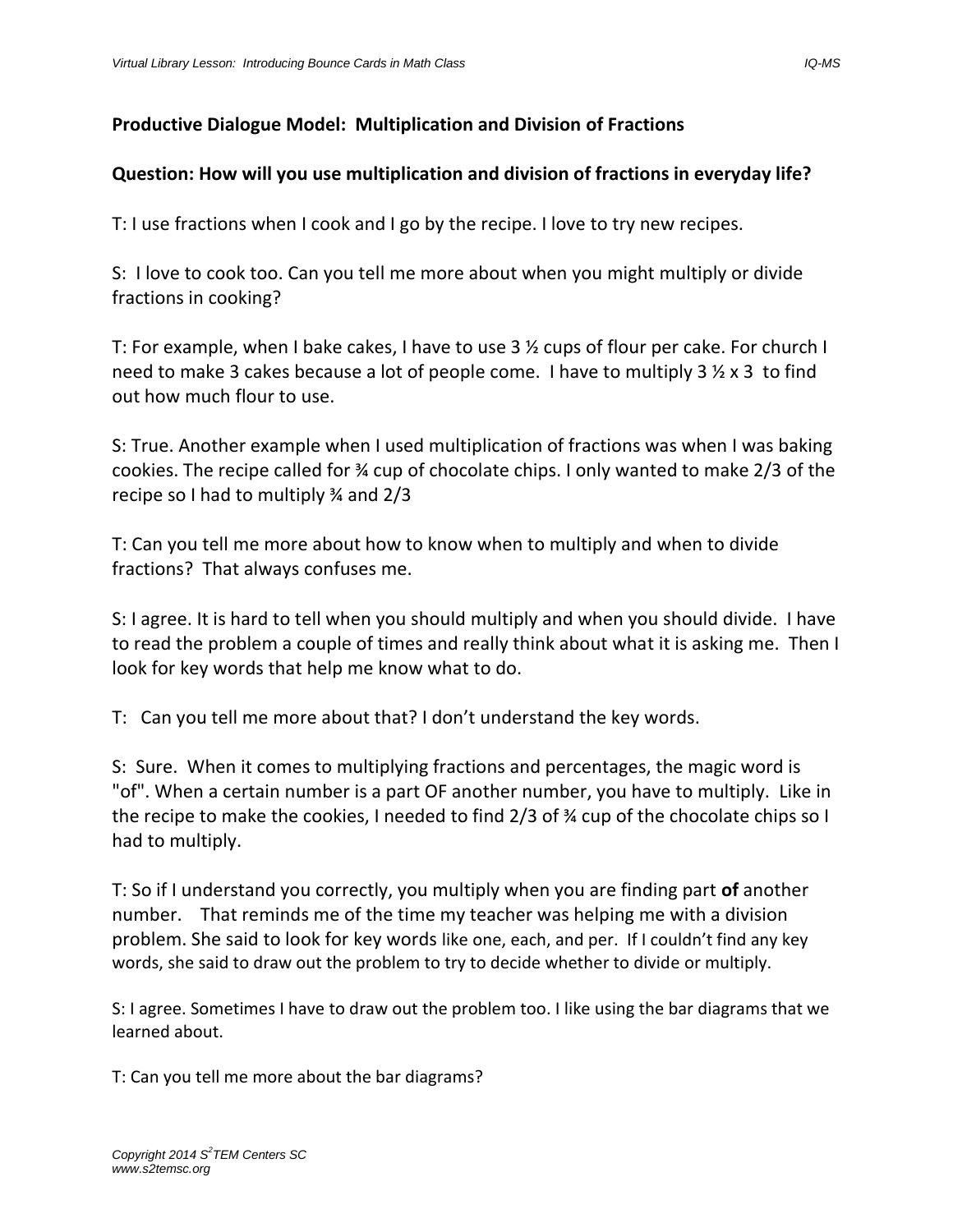**Productive Dialogue Model: Multiplication and Division of Fractions**

**Question: How will you use multiplication and division of fractions in everyday life?**

T: I use fractions when I cook and I go by the recipe. I love to try new recipes.

S: I love to cook too. Can you tell me more about when you might multiply or divide fractions in cooking?

T: For example, when I bake cakes, I have to use 3 ½ cups of flour per cake. For church I need to make 3 cakes because a lot of people come. I have to multiply 3 ½ x 3 to find out how much flour to use.

S: True. Another example when I used multiplication of fractions was when I was baking cookies. The recipe called for ¾ cup of chocolate chips. I only wanted to make 2/3 of the recipe so I had to multiply ¾ and 2/3

T: Can you tell me more about how to know when to multiply and when to divide fractions? That always confuses me.

S: I agree. It is hard to tell when you should multiply and when you should divide. I have to read the problem a couple of times and really think about what it is asking me. Then I look for key words that help me know what to do.

T: Can you tell me more about that? I don't understand the key words.

S: Sure. When it comes to multiplying fractions and percentages, the magic word is "of". When a certain number is a part OF another number, you have to multiply. Like in the recipe to make the cookies, I needed to find 2/3 of ¾ cup of the chocolate chips so I had to multiply.

T: So if I understand you correctly, you multiply when you are finding part **of** another number. That reminds me of the time my teacher was helping me with a division problem. She said to look for key words like one, each, and per. If I couldn't find any key words, she said to draw out the problem to try to decide whether to divide or multiply.

S: I agree. Sometimes I have to draw out the problem too. I like using the bar diagrams that we learned about.

T: Can you tell me more about the bar diagrams?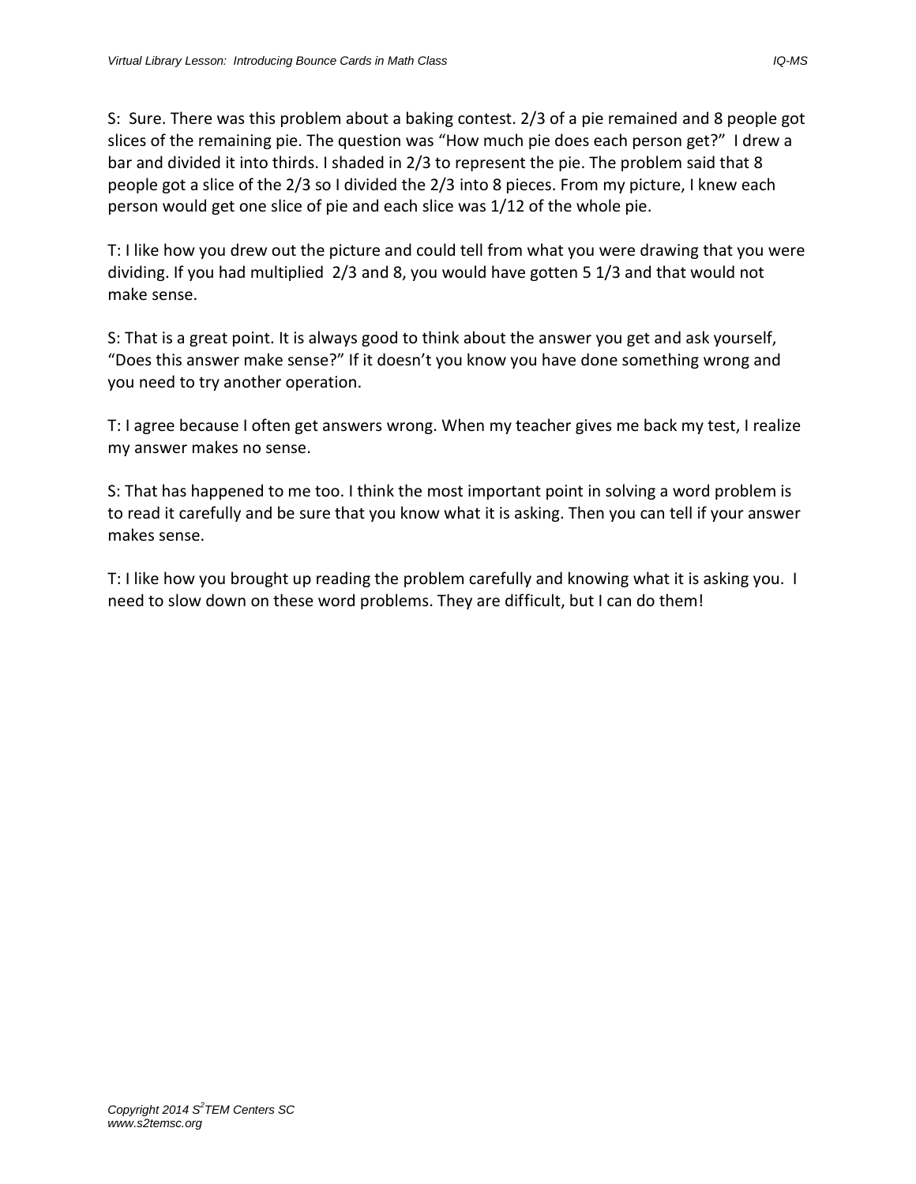S: Sure. There was this problem about a baking contest. 2/3 of a pie remained and 8 people got slices of the remaining pie. The question was "How much pie does each person get?" I drew a bar and divided it into thirds. I shaded in 2/3 to represent the pie. The problem said that 8 people got a slice of the 2/3 so I divided the 2/3 into 8 pieces. From my picture, I knew each person would get one slice of pie and each slice was 1/12 of the whole pie.

T: I like how you drew out the picture and could tell from what you were drawing that you were dividing. If you had multiplied 2/3 and 8, you would have gotten 5 1/3 and that would not make sense.

S: That is a great point. It is always good to think about the answer you get and ask yourself, "Does this answer make sense?" If it doesn't you know you have done something wrong and you need to try another operation.

T: I agree because I often get answers wrong. When my teacher gives me back my test, I realize my answer makes no sense.

S: That has happened to me too. I think the most important point in solving a word problem is to read it carefully and be sure that you know what it is asking. Then you can tell if your answer makes sense.

T: I like how you brought up reading the problem carefully and knowing what it is asking you. I need to slow down on these word problems. They are difficult, but I can do them!